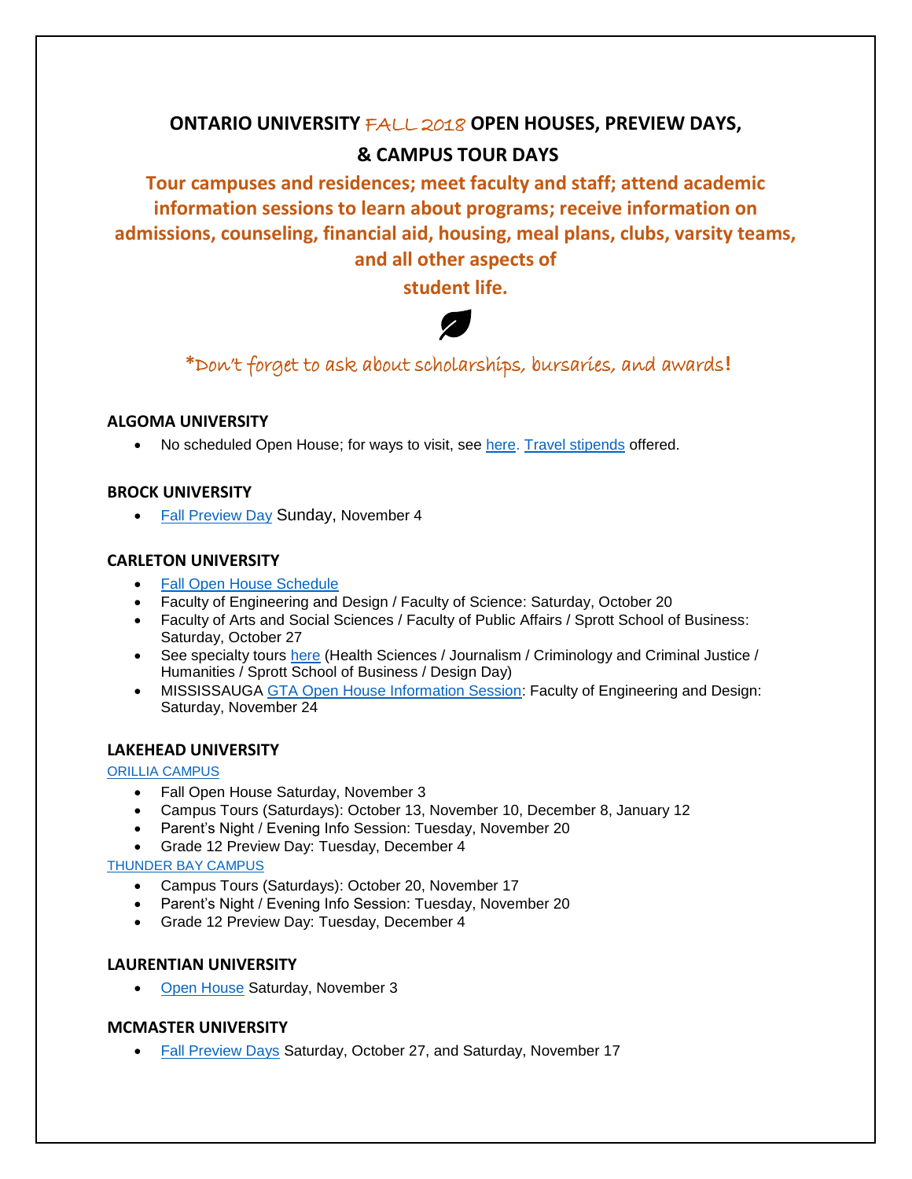# ONTARIO UNIVERSITY FALL 2018 OPEN HOUSES, PREVIEW DAYS, & CAMPUS TOUR DAYS

**Tour campuses and residences; meet faculty and staff; attend academic information sessions to learn about programs; receive information on admissions, counseling, financial aid, housing, meal plans, clubs, varsity teams, and all other aspects of student life.**

*Don't forget to ask about scholarships, bursaries, and awards!

### ALGOMA UNIVERSITY

- No scheduled Open House; for ways to visit, see here. Travel stipends offered.

### BROCK UNIVERSITY

- Fall Preview Day Sunday, November 4

### CARLETON UNIVERSITY

- Fall Open House Schedule
- Faculty of Engineering and Design / Faculty of Science: Saturday, October 20
- Faculty of Arts and Social Sciences / Faculty of Public Affairs / Sprott School of Business: Saturday, October 27
- See specialty tours here (Health Sciences / Journalism / Criminology and Criminal Justice / Humanities / Sprott School of Business / Design Day)
- MISSISSAUGA GTA Open House Information Session: Faculty of Engineering and Design: Saturday, November 24

### LAKEHEAD UNIVERSITY

ORILLIA CAMPUS

- Fall Open House Saturday, November 3
- Campus Tours (Saturdays): October 13, November 10, December 8, January 12
- Parent's Night / Evening Info Session: Tuesday, November 20
- Grade 12 Preview Day: Tuesday, December 4

THUNDER BAY CAMPUS

- Campus Tours (Saturdays): October 20, November 17
- Parent's Night / Evening Info Session: Tuesday, November 20
- Grade 12 Preview Day: Tuesday, December 4

### LAURENTIAN UNIVERSITY

- Open House Saturday, November 3

### MCMASTER UNIVERSITY

- Fall Preview Days Saturday, October 27, and Saturday, November 17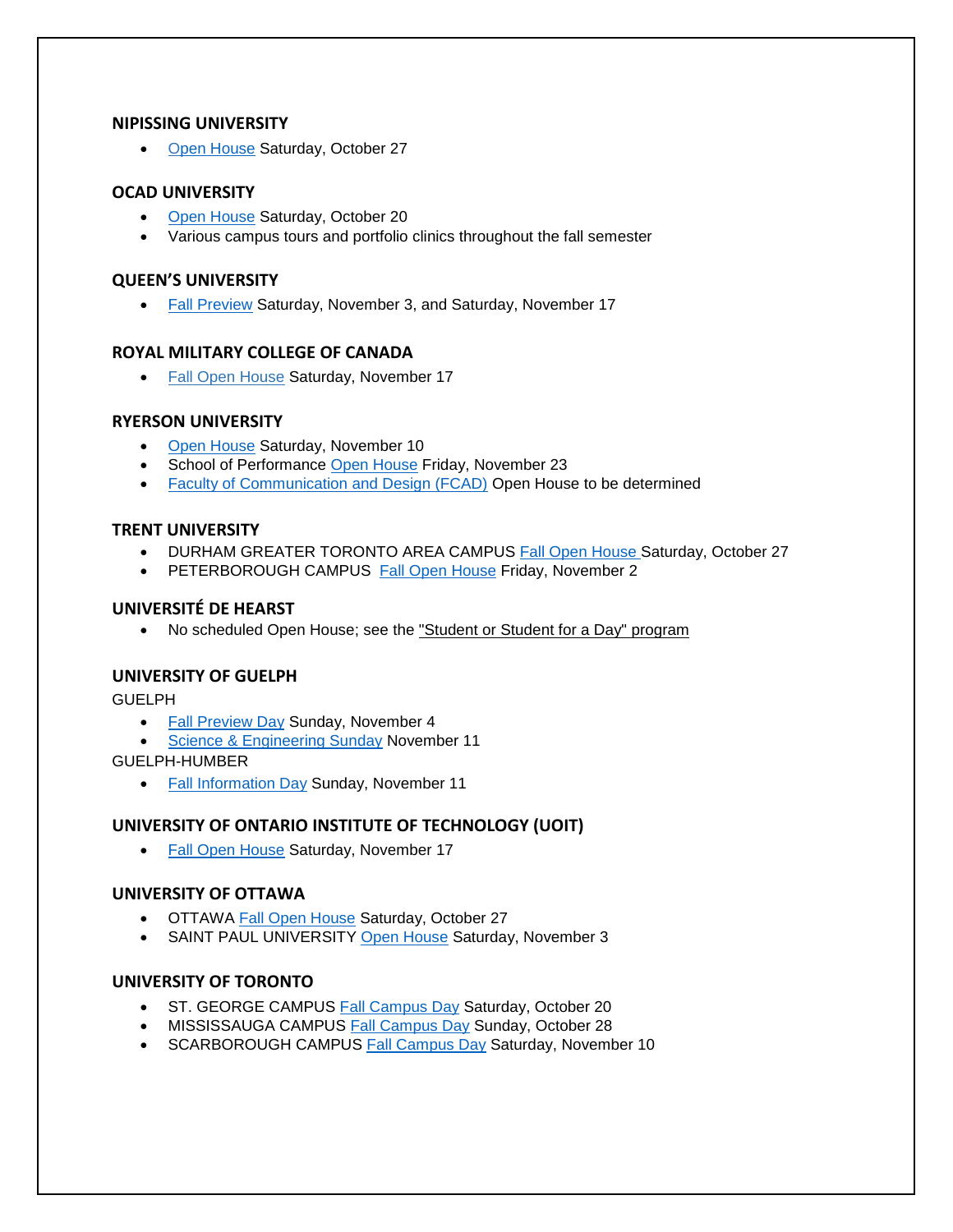### NIPISSING UNIVERSITY

- Open House Saturday, October 27

### OCAD UNIVERSITY

- Open House Saturday, October 20
- Various campus tours and portfolio clinics throughout the fall semester

### QUEEN'S UNIVERSITY

- Fall Preview Saturday, November 3, and Saturday, November 17

### ROYAL MILITARY COLLEGE OF CANADA

- Fall Open House Saturday, November 17

### RYERSON UNIVERSITY

- Open House Saturday, November 10
- School of Performance Open House Friday, November 23
- Faculty of Communication and Design (FCAD) Open House to be determined

### TRENT UNIVERSITY

- DURHAM GREATER TORONTO AREA CAMPUS Fall Open House Saturday, October 27
- PETERBOROUGH CAMPUS Fall Open House Friday, November 2

### UNIVERSITÉ DE HEARST

- No scheduled Open House; see the "Student or Student for a Day" program

### UNIVERSITY OF GUELPH

GUELPH

- Fall Preview Day Sunday, November 4
- Science & Engineering Sunday November 11

GUELPH-HUMBER

- Fall Information Day Sunday, November 11

### UNIVERSITY OF ONTARIO INSTITUTE OF TECHNOLOGY (UOIT)

- Fall Open House Saturday, November 17

### UNIVERSITY OF OTTAWA

- OTTAWA Fall Open House Saturday, October 27
- SAINT PAUL UNIVERSITY Open House Saturday, November 3

### UNIVERSITY OF TORONTO

- ST. GEORGE CAMPUS Fall Campus Day Saturday, October 20
- MISSISSAUGA CAMPUS Fall Campus Day Sunday, October 28
- SCARBOROUGH CAMPUS Fall Campus Day Saturday, November 10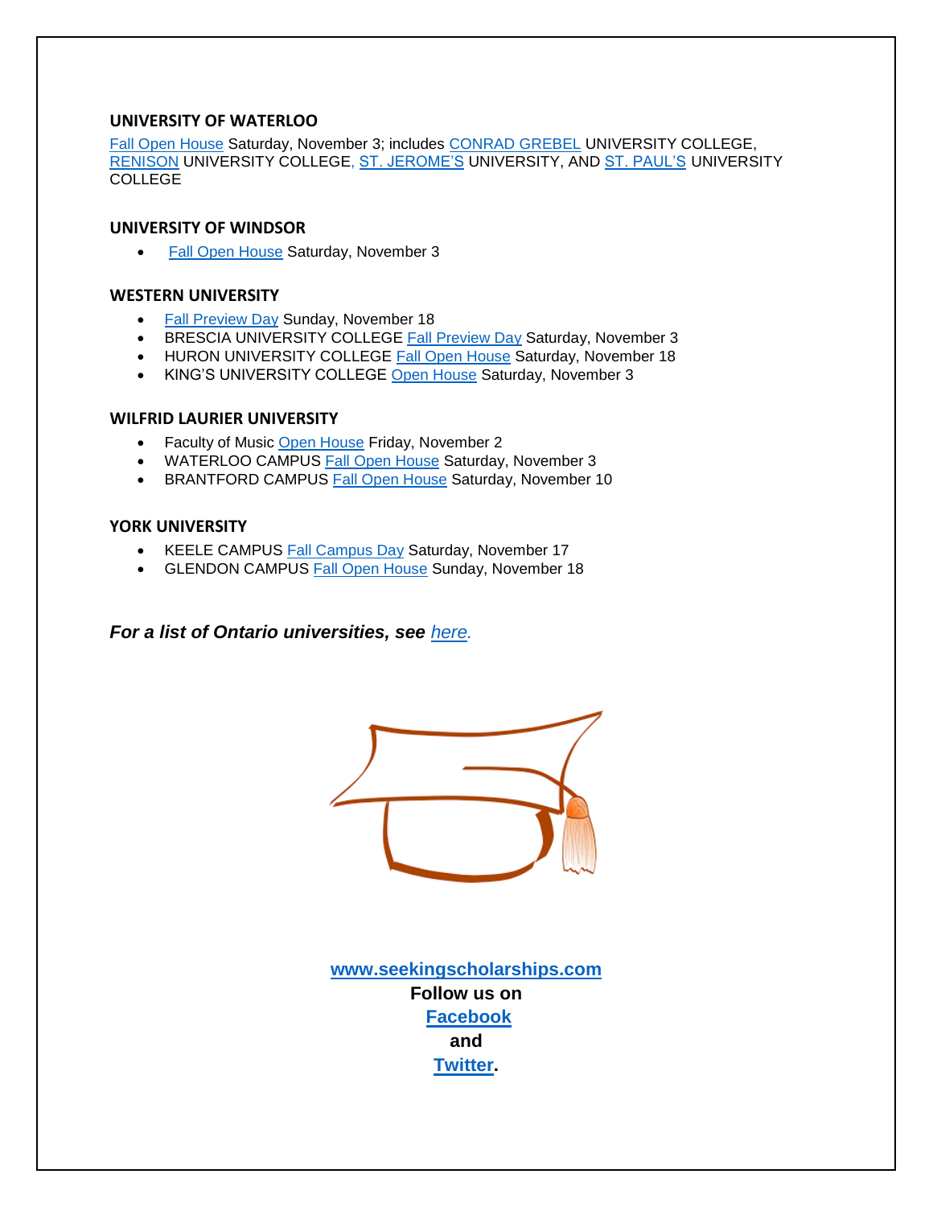### UNIVERSITY OF WATERLOO

Fall Open House Saturday, November 3; includes CONRAD GREBEL UNIVERSITY COLLEGE, RENISON UNIVERSITY COLLEGE, ST. JEROME'S UNIVERSITY, AND ST. PAUL'S UNIVERSITY COLLEGE

### UNIVERSITY OF WINDSOR

- Fall Open House Saturday, November 3

### WESTERN UNIVERSITY

- Fall Preview Day Sunday, November 18
- BRESCIA UNIVERSITY COLLEGE Fall Preview Day Saturday, November 3
- HURON UNIVERSITY COLLEGE Fall Open House Saturday, November 18
- KING'S UNIVERSITY COLLEGE Open House Saturday, November 3

### WILFRID LAURIER UNIVERSITY

- Faculty of Music Open House Friday, November 2
- WATERLOO CAMPUS Fall Open House Saturday, November 3
- BRANTFORD CAMPUS Fall Open House Saturday, November 10

### YORK UNIVERSITY

- KEELE CAMPUS Fall Campus Day Saturday, November 17
- GLENDON CAMPUS Fall Open House Sunday, November 18

***For a list of Ontario universities, see here.***

**www.seekingscholarships.com**
**Follow us on**
**Facebook**
**and**
**Twitter.**